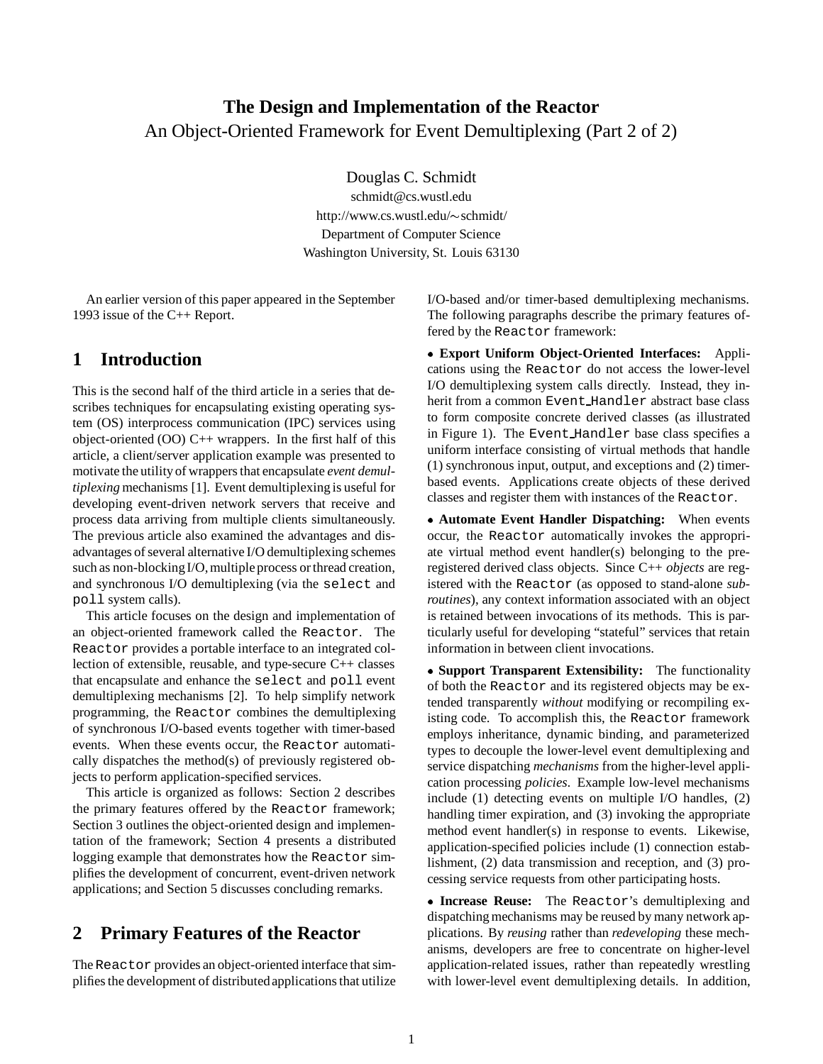# The Design and Implementation of the Reactor

An Object-Oriented Framework for Event Demultiplexing (Part 2 of 2)

Douglas C. Schmidt
schmidt@cs.wustl.edu
http://www.cs.wustl.edu/∼schmidt/
Department of Computer Science
Washington University, St. Louis 63130

An earlier version of this paper appeared in the September 1993 issue of the C++ Report.

## 1 Introduction

This is the second half of the third article in a series that describes techniques for encapsulating existing operating system (OS) interprocess communication (IPC) services using object-oriented (OO) C++ wrappers. In the first half of this article, a client/server application example was presented to motivate the utility of wrappers that encapsulate *event demultiplexing* mechanisms [1]. Event demultiplexing is useful for developing event-driven network servers that receive and process data arriving from multiple clients simultaneously. The previous article also examined the advantages and disadvantages of several alternative I/O demultiplexing schemes such as non-blocking I/O, multiple process or thread creation, and synchronous I/O demultiplexing (via the `select` and `poll` system calls).

This article focuses on the design and implementation of an object-oriented framework called the `Reactor`. The `Reactor` provides a portable interface to an integrated collection of extensible, reusable, and type-secure C++ classes that encapsulate and enhance the `select` and `poll` event demultiplexing mechanisms [2]. To help simplify network programming, the `Reactor` combines the demultiplexing of synchronous I/O-based events together with timer-based events. When these events occur, the `Reactor` automatically dispatches the method(s) of previously registered objects to perform application-specified services.

This article is organized as follows: Section 2 describes the primary features offered by the `Reactor` framework; Section 3 outlines the object-oriented design and implementation of the framework; Section 4 presents a distributed logging example that demonstrates how the `Reactor` simplifies the development of concurrent, event-driven network applications; and Section 5 discusses concluding remarks.

## 2 Primary Features of the Reactor

The `Reactor` provides an object-oriented interface that simplifies the development of distributed applications that utilize I/O-based and/or timer-based demultiplexing mechanisms. The following paragraphs describe the primary features offered by the `Reactor` framework:

- **Export Uniform Object-Oriented Interfaces:** Applications using the `Reactor` do not access the lower-level I/O demultiplexing system calls directly. Instead, they inherit from a common `Event_Handler` abstract base class to form composite concrete derived classes (as illustrated in Figure 1). The `Event_Handler` base class specifies a uniform interface consisting of virtual methods that handle (1) synchronous input, output, and exceptions and (2) timer-based events. Applications create objects of these derived classes and register them with instances of the `Reactor`.

- **Automate Event Handler Dispatching:** When events occur, the `Reactor` automatically invokes the appropriate virtual method event handler(s) belonging to the pre-registered derived class objects. Since C++ *objects* are registered with the `Reactor` (as opposed to stand-alone *subroutines*), any context information associated with an object is retained between invocations of its methods. This is particularly useful for developing "stateful" services that retain information in between client invocations.

- **Support Transparent Extensibility:** The functionality of both the `Reactor` and its registered objects may be extended transparently *without* modifying or recompiling existing code. To accomplish this, the `Reactor` framework employs inheritance, dynamic binding, and parameterized types to decouple the lower-level event demultiplexing and service dispatching *mechanisms* from the higher-level application processing *policies*. Example low-level mechanisms include (1) detecting events on multiple I/O handles, (2) handling timer expiration, and (3) invoking the appropriate method event handler(s) in response to events. Likewise, application-specified policies include (1) connection establishment, (2) data transmission and reception, and (3) processing service requests from other participating hosts.

- **Increase Reuse:** The `Reactor`'s demultiplexing and dispatching mechanisms may be reused by many network applications. By *reusing* rather than *redeveloping* these mechanisms, developers are free to concentrate on higher-level application-related issues, rather than repeatedly wrestling with lower-level event demultiplexing details. In addition,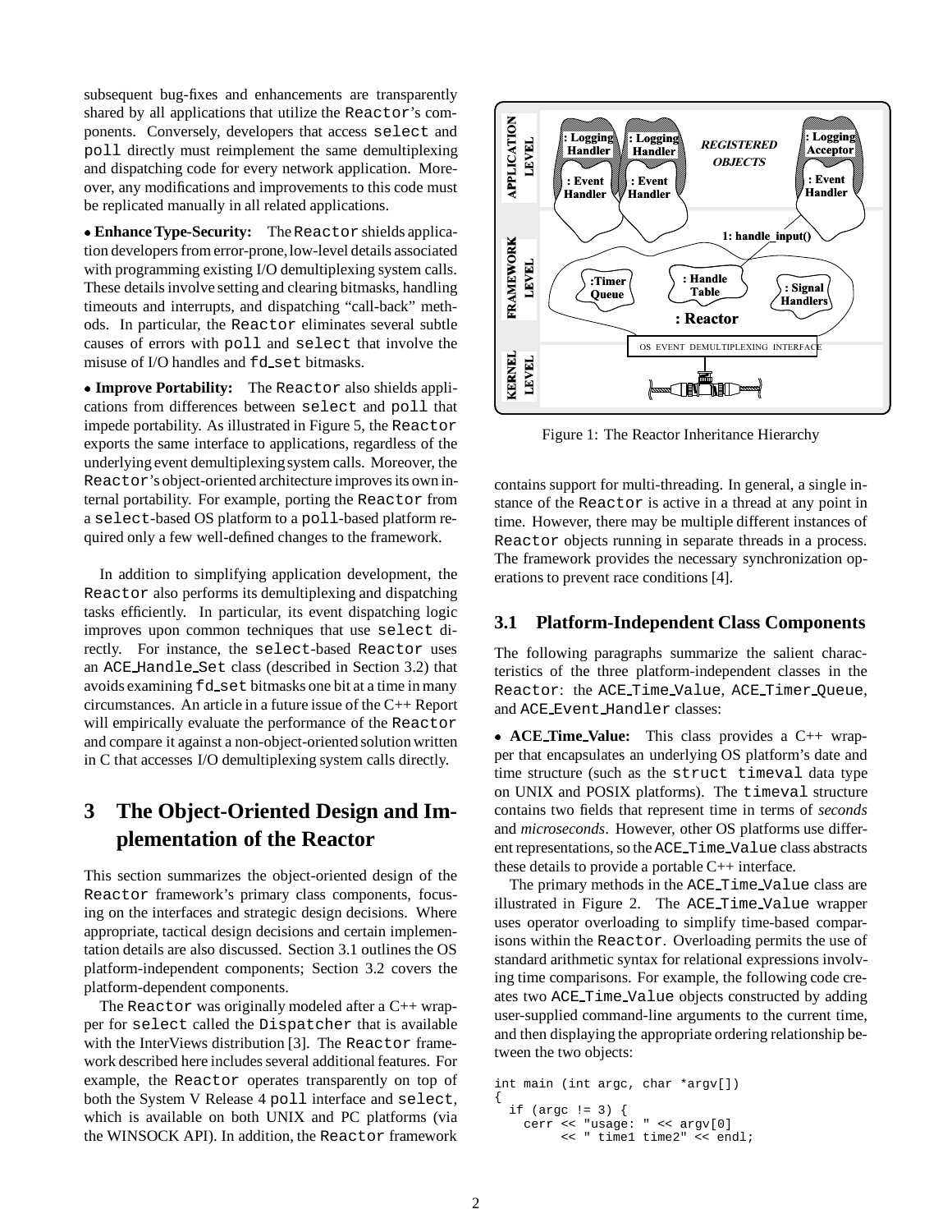subsequent bug-fixes and enhancements are transparently shared by all applications that utilize the Reactor's components. Conversely, developers that access select and poll directly must reimplement the same demultiplexing and dispatching code for every network application. Moreover, any modifications and improvements to this code must be replicated manually in all related applications.

- **Enhance Type-Security:** The Reactor shields application developers from error-prone, low-level details associated with programming existing I/O demultiplexing system calls. These details involve setting and clearing bitmasks, handling timeouts and interrupts, and dispatching "call-back" methods. In particular, the Reactor eliminates several subtle causes of errors with poll and select that involve the misuse of I/O handles and fd_set bitmasks.

- **Improve Portability:** The Reactor also shields applications from differences between select and poll that impede portability. As illustrated in Figure 5, the Reactor exports the same interface to applications, regardless of the underlying event demultiplexing system calls. Moreover, the Reactor's object-oriented architecture improves its own internal portability. For example, porting the Reactor from a select-based OS platform to a poll-based platform required only a few well-defined changes to the framework.

In addition to simplifying application development, the Reactor also performs its demultiplexing and dispatching tasks efficiently. In particular, its event dispatching logic improves upon common techniques that use select directly. For instance, the select-based Reactor uses an ACE_Handle_Set class (described in Section 3.2) that avoids examining fd_set bitmasks one bit at a time in many circumstances. An article in a future issue of the C++ Report will empirically evaluate the performance of the Reactor and compare it against a non-object-oriented solution written in C that accesses I/O demultiplexing system calls directly.

# 3 The Object-Oriented Design and Implementation of the Reactor

This section summarizes the object-oriented design of the Reactor framework's primary class components, focusing on the interfaces and strategic design decisions. Where appropriate, tactical design decisions and certain implementation details are also discussed. Section 3.1 outlines the OS platform-independent components; Section 3.2 covers the platform-dependent components.

The Reactor was originally modeled after a C++ wrapper for select called the Dispatcher that is available with the InterViews distribution [3]. The Reactor framework described here includes several additional features. For example, the Reactor operates transparently on top of both the System V Release 4 poll interface and select, which is available on both UNIX and PC platforms (via the WINSOCK API). In addition, the Reactor framework contains support for multi-threading. In general, a single instance of the Reactor is active in a thread at any point in time. However, there may be multiple different instances of Reactor objects running in separate threads in a process. The framework provides the necessary synchronization operations to prevent race conditions [4].

Figure 1: The Reactor Inheritance Hierarchy

## 3.1 Platform-Independent Class Components

The following paragraphs summarize the salient characteristics of the three platform-independent classes in the Reactor: the ACE_Time_Value, ACE_Timer_Queue, and ACE_Event_Handler classes:

- **ACE_Time_Value:** This class provides a C++ wrapper that encapsulates an underlying OS platform's date and time structure (such as the struct timeval data type on UNIX and POSIX platforms). The timeval structure contains two fields that represent time in terms of *seconds* and *microseconds*. However, other OS platforms use different representations, so the ACE_Time_Value class abstracts these details to provide a portable C++ interface.

The primary methods in the ACE_Time_Value class are illustrated in Figure 2. The ACE_Time_Value wrapper uses operator overloading to simplify time-based comparisons within the Reactor. Overloading permits the use of standard arithmetic syntax for relational expressions involving time comparisons. For example, the following code creates two ACE_Time_Value objects constructed by adding user-supplied command-line arguments to the current time, and then displaying the appropriate ordering relationship between the two objects:

```
int main (int argc, char *argv[])
{
  if (argc != 3) {
    cerr << "usage: " << argv[0]
         << " time1 time2" << endl;
```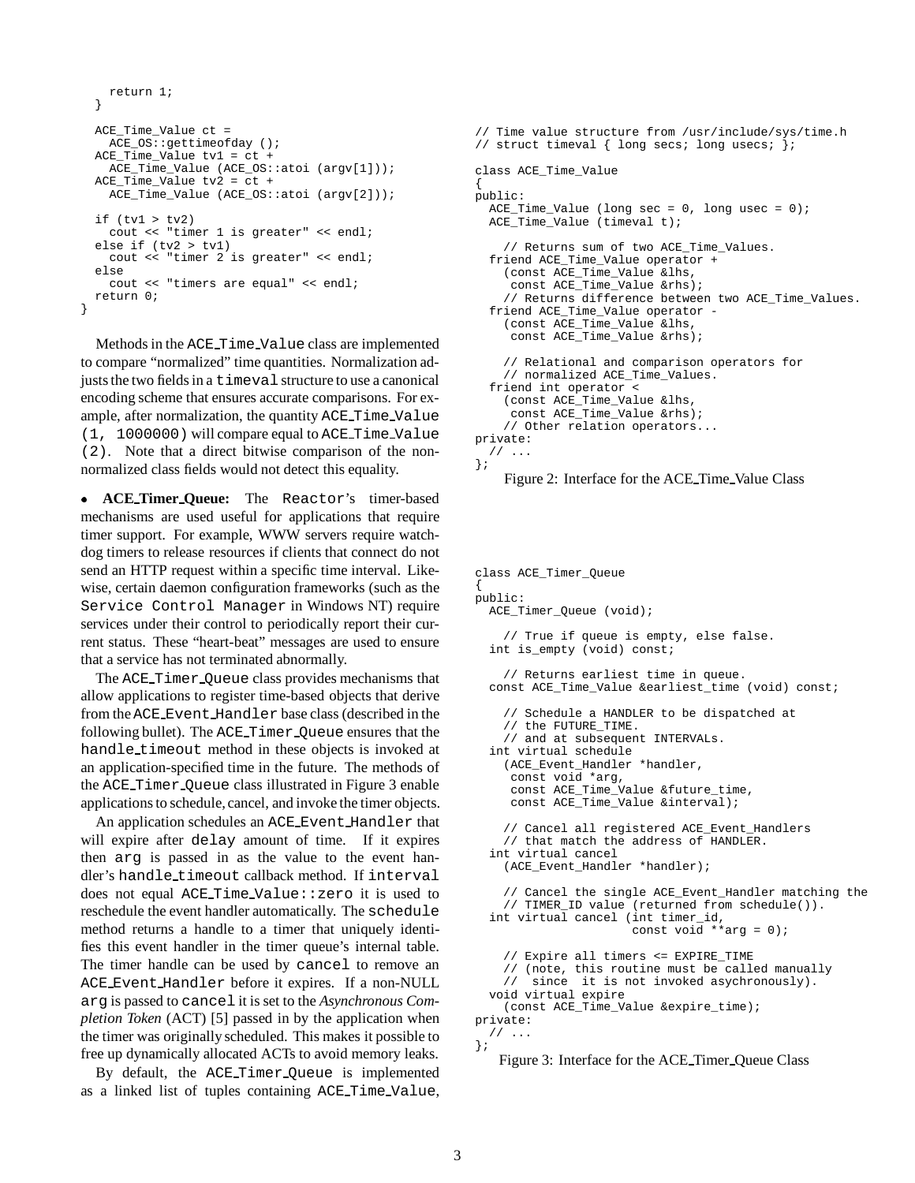```
    return 1;
  }

  ACE_Time_Value ct =
    ACE_OS::gettimeofday ();
  ACE_Time_Value tv1 = ct +
    ACE_Time_Value (ACE_OS::atoi (argv[1]));
  ACE_Time_Value tv2 = ct +
    ACE_Time_Value (ACE_OS::atoi (argv[2]));

  if (tv1 > tv2)
    cout << "timer 1 is greater" << endl;
  else if (tv2 > tv1)
    cout << "timer 2 is greater" << endl;
  else
    cout << "timers are equal" << endl;
  return 0;
}
```

Methods in the `ACE_Time_Value` class are implemented to compare "normalized" time quantities. Normalization adjusts the two fields in a `timeval` structure to use a canonical encoding scheme that ensures accurate comparisons. For example, after normalization, the quantity `ACE_Time_Value (1, 1000000)` will compare equal to `ACE_Time_Value (2)`. Note that a direct bitwise comparison of the non-normalized class fields would not detect this equality.

- **ACE_Timer_Queue:** The `Reactor`'s timer-based mechanisms are used useful for applications that require timer support. For example, WWW servers require watch-dog timers to release resources if clients that connect do not send an HTTP request within a specific time interval. Likewise, certain daemon configuration frameworks (such as the `Service Control Manager` in Windows NT) require services under their control to periodically report their current status. These "heart-beat" messages are used to ensure that a service has not terminated abnormally.

The `ACE_Timer_Queue` class provides mechanisms that allow applications to register time-based objects that derive from the `ACE_Event_Handler` base class (described in the following bullet). The `ACE_Timer_Queue` ensures that the `handle_timeout` method in these objects is invoked at an application-specified time in the future. The methods of the `ACE_Timer_Queue` class illustrated in Figure 3 enable applications to schedule, cancel, and invoke the timer objects.

An application schedules an `ACE_Event_Handler` that will expire after `delay` amount of time. If it expires then `arg` is passed in as the value to the event handler's `handle_timeout` callback method. If `interval` does not equal `ACE_Time_Value::zero` it is used to reschedule the event handler automatically. The `schedule` method returns a handle to a timer that uniquely identifies this event handler in the timer queue's internal table. The timer handle can be used by `cancel` to remove an `ACE_Event_Handler` before it expires. If a non-NULL `arg` is passed to `cancel` it is set to the *Asynchronous Completion Token* (ACT) [5] passed in by the application when the timer was originally scheduled. This makes it possible to free up dynamically allocated ACTs to avoid memory leaks.

By default, the `ACE_Timer_Queue` is implemented as a linked list of tuples containing `ACE_Time_Value`,

```
// Time value structure from /usr/include/sys/time.h
// struct timeval { long secs; long usecs; };

class ACE_Time_Value
{
public:
  ACE_Time_Value (long sec = 0, long usec = 0);
  ACE_Time_Value (timeval t);

    // Returns sum of two ACE_Time_Values.
  friend ACE_Time_Value operator +
    (const ACE_Time_Value &lhs,
     const ACE_Time_Value &rhs);
    // Returns difference between two ACE_Time_Values.
  friend ACE_Time_Value operator -
    (const ACE_Time_Value &lhs,
     const ACE_Time_Value &rhs);

    // Relational and comparison operators for
    // normalized ACE_Time_Values.
  friend int operator <
    (const ACE_Time_Value &lhs,
     const ACE_Time_Value &rhs);
    // Other relation operators...
private:
  // ...
};
```

Figure 2: Interface for the ACE_Time_Value Class

```
class ACE_Timer_Queue
{
public:
  ACE_Timer_Queue (void);

    // True if queue is empty, else false.
  int is_empty (void) const;

    // Returns earliest time in queue.
  const ACE_Time_Value &earliest_time (void) const;

    // Schedule a HANDLER to be dispatched at
    // the FUTURE_TIME.
    // and at subsequent INTERVALs.
  int virtual schedule
    (ACE_Event_Handler *handler,
     const void *arg,
     const ACE_Time_Value &future_time,
     const ACE_Time_Value &interval);

    // Cancel all registered ACE_Event_Handlers
    // that match the address of HANDLER.
  int virtual cancel
    (ACE_Event_Handler *handler);

    // Cancel the single ACE_Event_Handler matching the
    // TIMER_ID value (returned from schedule()).
  int virtual cancel (int timer_id,
                      const void **arg = 0);

    // Expire all timers <= EXPIRE_TIME
    // (note, this routine must be called manually
    //  since  it is not invoked asychronously).
  void virtual expire
    (const ACE_Time_Value &expire_time);
private:
  // ...
};
```

Figure 3: Interface for the ACE_Timer_Queue Class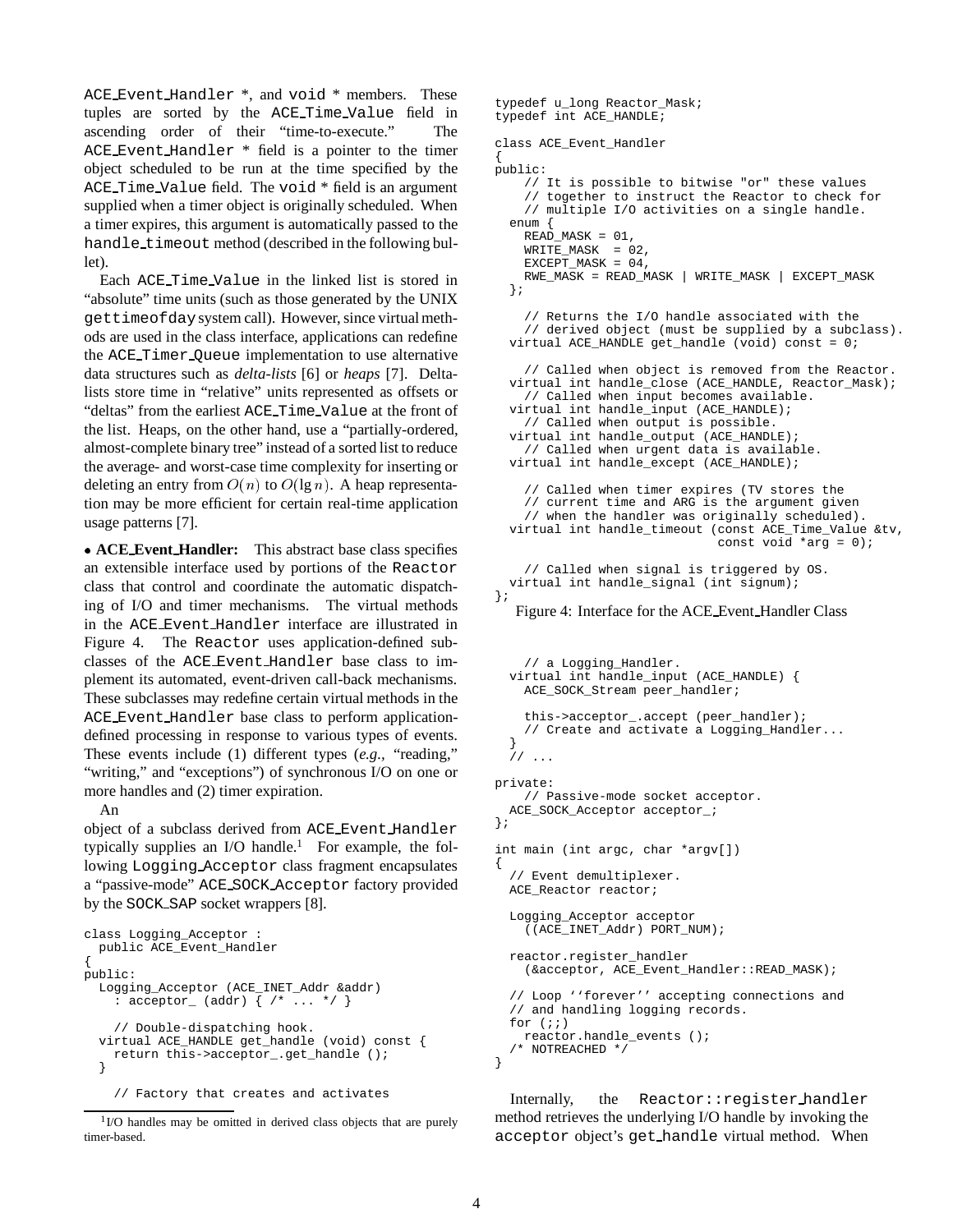ACE_Event_Handler *, and void * members. These tuples are sorted by the ACE_Time_Value field in ascending order of their "time-to-execute." The ACE_Event_Handler * field is a pointer to the timer object scheduled to be run at the time specified by the ACE_Time_Value field. The void * field is an argument supplied when a timer object is originally scheduled. When a timer expires, this argument is automatically passed to the handle_timeout method (described in the following bullet).

Each ACE_Time_Value in the linked list is stored in "absolute" time units (such as those generated by the UNIX gettimeofday system call). However, since virtual methods are used in the class interface, applications can redefine the ACE_Timer_Queue implementation to use alternative data structures such as *delta-lists* [6] or *heaps* [7]. Delta-lists store time in "relative" units represented as offsets or "deltas" from the earliest ACE_Time_Value at the front of the list. Heaps, on the other hand, use a "partially-ordered, almost-complete binary tree" instead of a sorted list to reduce the average- and worst-case time complexity for inserting or deleting an entry from $O(n)$ to $O(\lg n)$. A heap representation may be more efficient for certain real-time application usage patterns [7].

- **ACE_Event_Handler:** This abstract base class specifies an extensible interface used by portions of the Reactor class that control and coordinate the automatic dispatching of I/O and timer mechanisms. The virtual methods in the ACE_Event_Handler interface are illustrated in Figure 4. The Reactor uses application-defined subclasses of the ACE_Event_Handler base class to implement its automated, event-driven call-back mechanisms. These subclasses may redefine certain virtual methods in the ACE_Event_Handler base class to perform application-defined processing in response to various types of events. These events include (1) different types (*e.g.*, "reading," "writing," and "exceptions") of synchronous I/O on one or more handles and (2) timer expiration.

An object of a subclass derived from ACE_Event_Handler typically supplies an I/O handle.[1] For example, the following Logging_Acceptor class fragment encapsulates a "passive-mode" ACE_SOCK_Acceptor factory provided by the SOCK_SAP socket wrappers [8].

```
class Logging_Acceptor :
  public ACE_Event_Handler
{
public:
  Logging_Acceptor (ACE_INET_Addr &addr)
    : acceptor_ (addr) { /* ... */ }

    // Double-dispatching hook.
  virtual ACE_HANDLE get_handle (void) const {
    return this->acceptor_.get_handle ();
  }

    // Factory that creates and activates
    // a Logging_Handler.
  virtual int handle_input (ACE_HANDLE) {
    ACE_SOCK_Stream peer_handler;

    this->acceptor_.accept (peer_handler);
    // Create and activate a Logging_Handler...
  }
  // ...

private:
    // Passive-mode socket acceptor.
  ACE_SOCK_Acceptor acceptor_;
};

int main (int argc, char *argv[])
{
  // Event demultiplexer.
  ACE_Reactor reactor;

  Logging_Acceptor acceptor
    ((ACE_INET_Addr) PORT_NUM);

  reactor.register_handler
    (&acceptor, ACE_Event_Handler::READ_MASK);

  // Loop ''forever'' accepting connections and
  // and handling logging records.
  for (;;)
    reactor.handle_events ();
  /* NOTREACHED */
}
```

```
typedef u_long Reactor_Mask;
typedef int ACE_HANDLE;

class ACE_Event_Handler
{
public:
    // It is possible to bitwise "or" these values
    // together to instruct the Reactor to check for
    // multiple I/O activities on a single handle.
  enum {
    READ_MASK = 01,
    WRITE_MASK  = 02,
    EXCEPT_MASK = 04,
    RWE_MASK = READ_MASK | WRITE_MASK | EXCEPT_MASK
  };

    // Returns the I/O handle associated with the
    // derived object (must be supplied by a subclass).
  virtual ACE_HANDLE get_handle (void) const = 0;

    // Called when object is removed from the Reactor.
  virtual int handle_close (ACE_HANDLE, Reactor_Mask);
    // Called when input becomes available.
  virtual int handle_input (ACE_HANDLE);
    // Called when output is possible.
  virtual int handle_output (ACE_HANDLE);
    // Called when urgent data is available.
  virtual int handle_except (ACE_HANDLE);

    // Called when timer expires (TV stores the
    // current time and ARG is the argument given
    // when the handler was originally scheduled).
  virtual int handle_timeout (const ACE_Time_Value &tv,
                              const void *arg = 0);

    // Called when signal is triggered by OS.
  virtual int handle_signal (int signum);
};
```

Figure 4: Interface for the ACE_Event_Handler Class

Internally, the Reactor::register_handler method retrieves the underlying I/O handle by invoking the acceptor object's get_handle virtual method. When

[1] I/O handles may be omitted in derived class objects that are purely timer-based.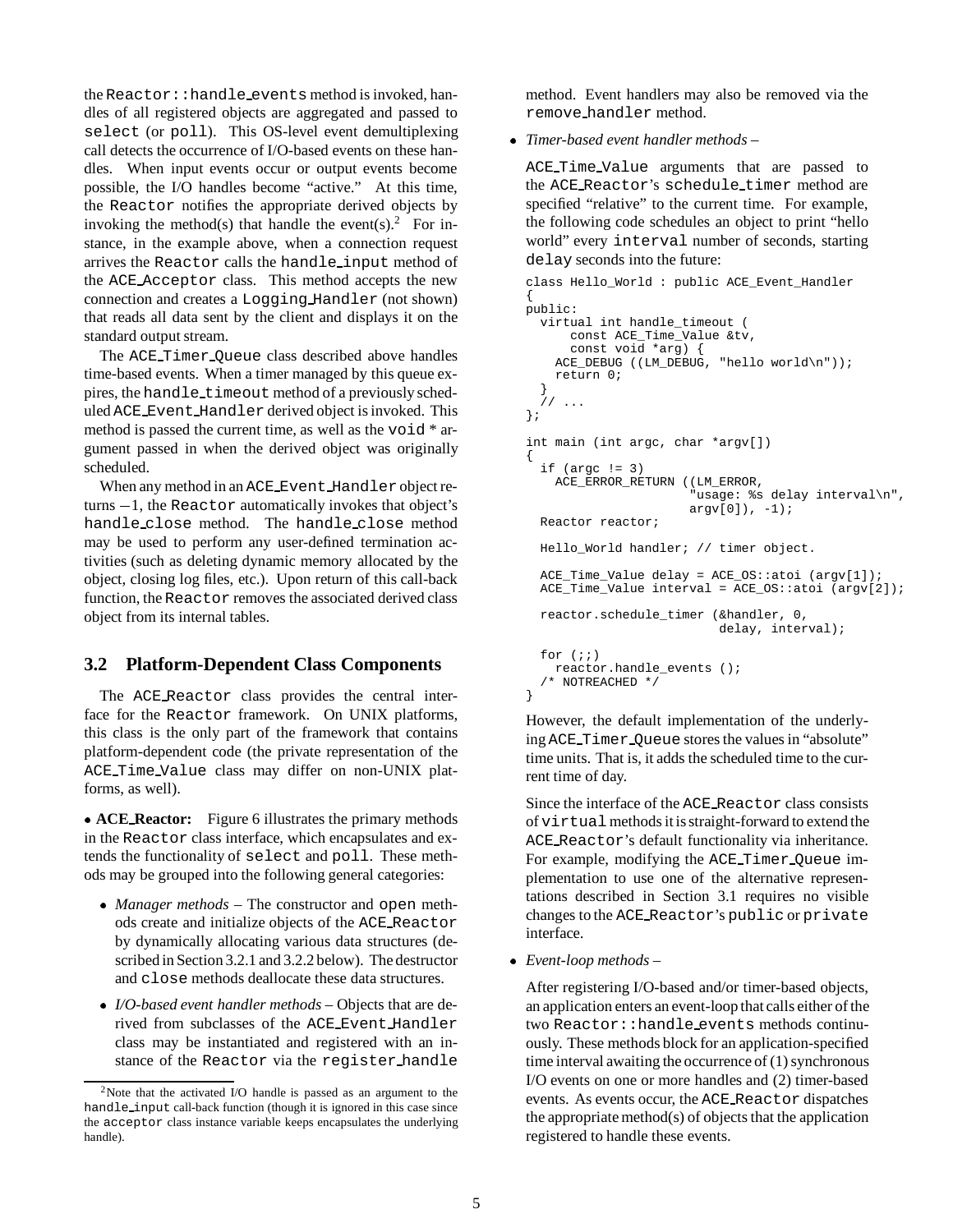the `Reactor::handle_events` method is invoked, handles of all registered objects are aggregated and passed to `select` (or `poll`). This OS-level event demultiplexing call detects the occurrence of I/O-based events on these handles. When input events occur or output events become possible, the I/O handles become "active." At this time, the `Reactor` notifies the appropriate derived objects by invoking the method(s) that handle the event(s).[2] For instance, in the example above, when a connection request arrives the `Reactor` calls the `handle_input` method of the `ACE_Acceptor` class. This method accepts the new connection and creates a `Logging_Handler` (not shown) that reads all data sent by the client and displays it on the standard output stream.

The `ACE_Timer_Queue` class described above handles time-based events. When a timer managed by this queue expires, the `handle_timeout` method of a previously scheduled `ACE_Event_Handler` derived object is invoked. This method is passed the current time, as well as the `void *` argument passed in when the derived object was originally scheduled.

When any method in an `ACE_Event_Handler` object returns $-1$, the `Reactor` automatically invokes that object's `handle_close` method. The `handle_close` method may be used to perform any user-defined termination activities (such as deleting dynamic memory allocated by the object, closing log files, etc.). Upon return of this call-back function, the `Reactor` removes the associated derived class object from its internal tables.

## 3.2 Platform-Dependent Class Components

The `ACE_Reactor` class provides the central interface for the `Reactor` framework. On UNIX platforms, this class is the only part of the framework that contains platform-dependent code (the private representation of the `ACE_Time_Value` class may differ on non-UNIX platforms, as well).

• **ACE_Reactor:** Figure 6 illustrates the primary methods in the `Reactor` class interface, which encapsulates and extends the functionality of `select` and `poll`. These methods may be grouped into the following general categories:

- *Manager methods* – The constructor and `open` methods create and initialize objects of the `ACE_Reactor` by dynamically allocating various data structures (described in Section 3.2.1 and 3.2.2 below). The destructor and `close` methods deallocate these data structures.

- *I/O-based event handler methods* – Objects that are derived from subclasses of the `ACE_Event_Handler` class may be instantiated and registered with an instance of the `Reactor` via the `register_handle` method. Event handlers may also be removed via the `remove_handler` method.

- *Timer-based event handler methods* –

  `ACE_Time_Value` arguments that are passed to the `ACE_Reactor`'s `schedule_timer` method are specified "relative" to the current time. For example, the following code schedules an object to print "hello world" every `interval` number of seconds, starting `delay` seconds into the future:

```
class Hello_World : public ACE_Event_Handler
{
public:
  virtual int handle_timeout (
      const ACE_Time_Value &tv,
      const void *arg) {
    ACE_DEBUG ((LM_DEBUG, "hello world\n"));
    return 0;
  }
  // ...
};

int main (int argc, char *argv[])
{
  if (argc != 3)
    ACE_ERROR_RETURN ((LM_ERROR,
                      "usage: %s delay interval\n",
                      argv[0]), -1);
  Reactor reactor;

  Hello_World handler; // timer object.

  ACE_Time_Value delay = ACE_OS::atoi (argv[1]);
  ACE_Time_Value interval = ACE_OS::atoi (argv[2]);

  reactor.schedule_timer (&handler, 0,
                          delay, interval);

  for (;;)
    reactor.handle_events ();
  /* NOTREACHED */
}
```

  However, the default implementation of the underlying `ACE_Timer_Queue` stores the values in "absolute" time units. That is, it adds the scheduled time to the current time of day.

  Since the interface of the `ACE_Reactor` class consists of `virtual` methods it is straight-forward to extend the `ACE_Reactor`'s default functionality via inheritance. For example, modifying the `ACE_Timer_Queue` implementation to use one of the alternative representations described in Section 3.1 requires no visible changes to the `ACE_Reactor`'s `public` or `private` interface.

- *Event-loop methods* –

  After registering I/O-based and/or timer-based objects, an application enters an event-loop that calls either of the two `Reactor::handle_events` methods continuously. These methods block for an application-specified time interval awaiting the occurrence of (1) synchronous I/O events on one or more handles and (2) timer-based events. As events occur, the `ACE_Reactor` dispatches the appropriate method(s) of objects that the application registered to handle these events.

---

[2] Note that the activated I/O handle is passed as an argument to the `handle_input` call-back function (though it is ignored in this case since the `acceptor` class instance variable keeps encapsulates the underlying handle).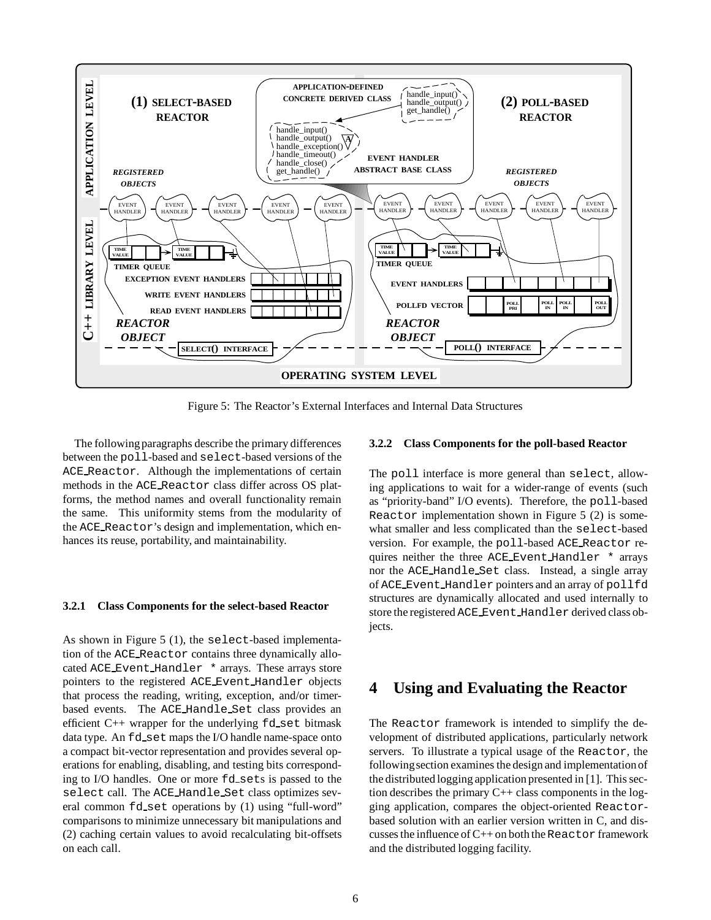Figure 5: The Reactor's External Interfaces and Internal Data Structures

The following paragraphs describe the primary differences between the `poll`-based and `select`-based versions of the `ACE_Reactor`. Although the implementations of certain methods in the `ACE_Reactor` class differ across OS platforms, the method names and overall functionality remain the same. This uniformity stems from the modularity of the `ACE_Reactor`'s design and implementation, which enhances its reuse, portability, and maintainability.

### 3.2.1 Class Components for the select-based Reactor

As shown in Figure 5 (1), the `select`-based implementation of the `ACE_Reactor` contains three dynamically allocated `ACE_Event_Handler *` arrays. These arrays store pointers to the registered `ACE_Event_Handler` objects that process the reading, writing, exception, and/or timer-based events. The `ACE_Handle_Set` class provides an efficient C++ wrapper for the underlying `fd_set` bitmask data type. An `fd_set` maps the I/O handle name-space onto a compact bit-vector representation and provides several operations for enabling, disabling, and testing bits corresponding to I/O handles. One or more `fd_set`s is passed to the `select` call. The `ACE_Handle_Set` class optimizes several common `fd_set` operations by (1) using "full-word" comparisons to minimize unnecessary bit manipulations and (2) caching certain values to avoid recalculating bit-offsets on each call.

### 3.2.2 Class Components for the poll-based Reactor

The `poll` interface is more general than `select`, allowing applications to wait for a wider-range of events (such as "priority-band" I/O events). Therefore, the `poll`-based `Reactor` implementation shown in Figure 5 (2) is somewhat smaller and less complicated than the `select`-based version. For example, the `poll`-based `ACE_Reactor` requires neither the three `ACE_Event_Handler *` arrays nor the `ACE_Handle_Set` class. Instead, a single array of `ACE_Event_Handler` pointers and an array of `pollfd` structures are dynamically allocated and used internally to store the registered `ACE_Event_Handler` derived class objects.

# 4 Using and Evaluating the Reactor

The `Reactor` framework is intended to simplify the development of distributed applications, particularly network servers. To illustrate a typical usage of the `Reactor`, the following section examines the design and implementation of the distributed logging application presented in [1]. This section describes the primary C++ class components in the logging application, compares the object-oriented `Reactor`-based solution with an earlier version written in C, and discusses the influence of C++ on both the `Reactor` framework and the distributed logging facility.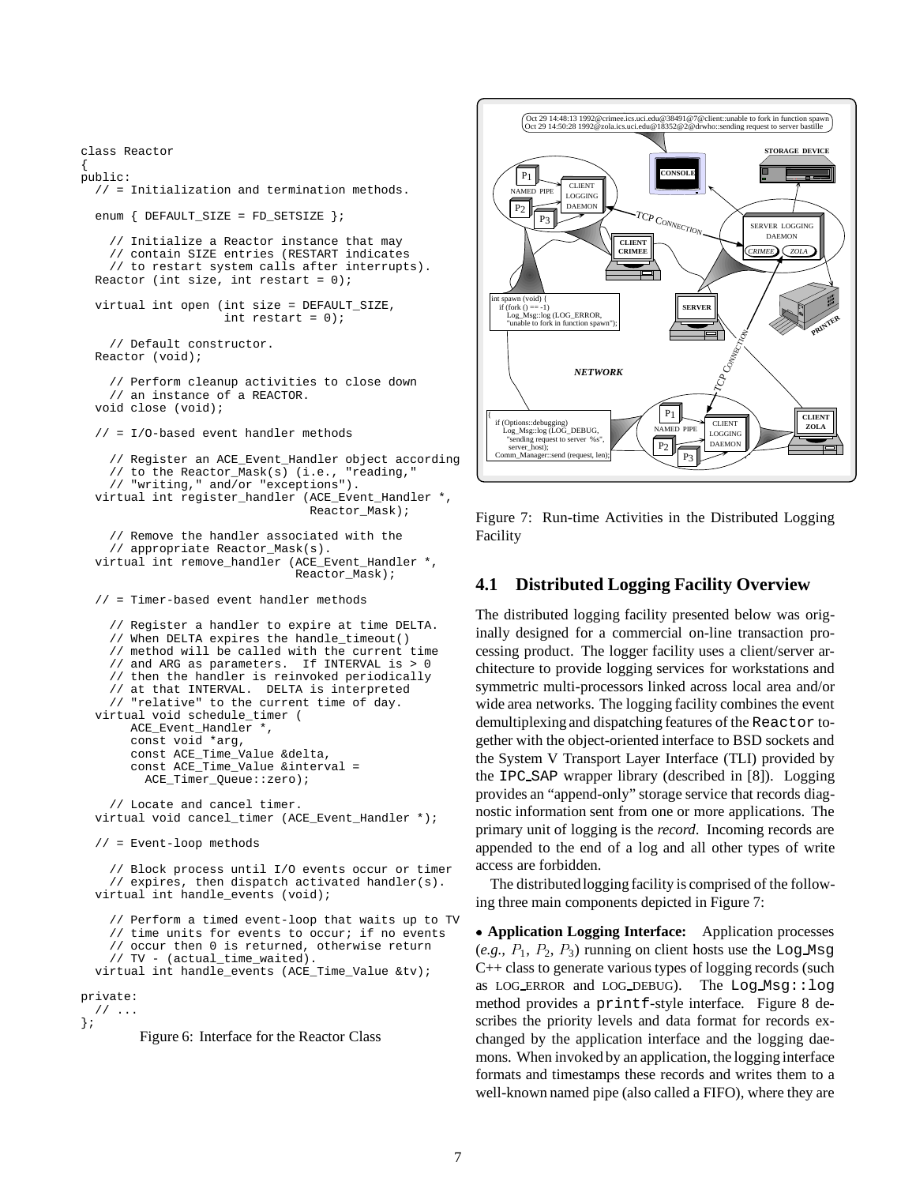```
class Reactor
{
public:
  // = Initialization and termination methods.

  enum { DEFAULT_SIZE = FD_SETSIZE };

    // Initialize a Reactor instance that may
    // contain SIZE entries (RESTART indicates
    // to restart system calls after interrupts).
  Reactor (int size, int restart = 0);

  virtual int open (int size = DEFAULT_SIZE,
                    int restart = 0);

    // Default constructor.
  Reactor (void);

    // Perform cleanup activities to close down
    // an instance of a REACTOR.
  void close (void);

  // = I/O-based event handler methods

    // Register an ACE_Event_Handler object according
    // to the Reactor_Mask(s) (i.e., "reading,"
    // "writing," and/or "exceptions").
  virtual int register_handler (ACE_Event_Handler *,
                                Reactor_Mask);

    // Remove the handler associated with the
    // appropriate Reactor_Mask(s).
  virtual int remove_handler (ACE_Event_Handler *,
                              Reactor_Mask);

  // = Timer-based event handler methods

    // Register a handler to expire at time DELTA.
    // When DELTA expires the handle_timeout()
    // method will be called with the current time
    // and ARG as parameters.  If INTERVAL is > 0
    // then the handler is reinvoked periodically
    // at that INTERVAL.  DELTA is interpreted
    // "relative" to the current time of day.
  virtual void schedule_timer (
      ACE_Event_Handler *,
      const void *arg,
      const ACE_Time_Value &delta,
      const ACE_Time_Value &interval =
        ACE_Timer_Queue::zero);

    // Locate and cancel timer.
  virtual void cancel_timer (ACE_Event_Handler *);

  // = Event-loop methods

    // Block process until I/O events occur or timer
    // expires, then dispatch activated handler(s).
  virtual int handle_events (void);

    // Perform a timed event-loop that waits up to TV
    // time units for events to occur; if no events
    // occur then 0 is returned, otherwise return
    // TV - (actual_time_waited).
  virtual int handle_events (ACE_Time_Value &tv);

private:
  // ...
};
```

Figure 6: Interface for the Reactor Class

Figure 7: Run-time Activities in the Distributed Logging Facility

### 4.1 Distributed Logging Facility Overview

The distributed logging facility presented below was originally designed for a commercial on-line transaction processing product. The logger facility uses a client/server architecture to provide logging services for workstations and symmetric multi-processors linked across local area and/or wide area networks. The logging facility combines the event demultiplexing and dispatching features of the `Reactor` together with the object-oriented interface to BSD sockets and the System V Transport Layer Interface (TLI) provided by the `IPC_SAP` wrapper library (described in [8]). Logging provides an "append-only" storage service that records diagnostic information sent from one or more applications. The primary unit of logging is the *record*. Incoming records are appended to the end of a log and all other types of write access are forbidden.

The distributed logging facility is comprised of the following three main components depicted in Figure 7:

- **Application Logging Interface:** Application processes (*e.g.*, $P_1$, $P_2$, $P_3$) running on client hosts use the `Log_Msg` C++ class to generate various types of logging records (such as LOG_ERROR and LOG_DEBUG). The `Log_Msg::log` method provides a `printf`-style interface. Figure 8 describes the priority levels and data format for records exchanged by the application interface and the logging daemons. When invoked by an application, the logging interface formats and timestamps these records and writes them to a well-known named pipe (also called a FIFO), where they are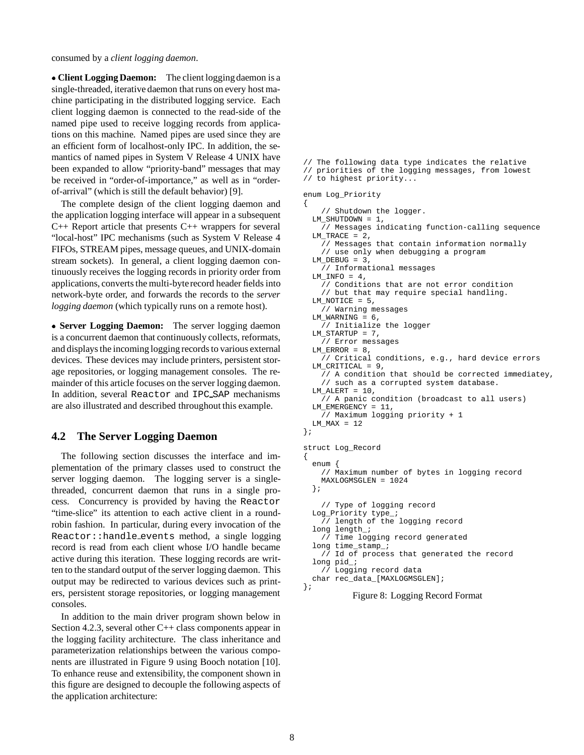consumed by a *client logging daemon*.

• **Client Logging Daemon:** The client logging daemon is a single-threaded, iterative daemon that runs on every host machine participating in the distributed logging service. Each client logging daemon is connected to the read-side of the named pipe used to receive logging records from applications on this machine. Named pipes are used since they are an efficient form of localhost-only IPC. In addition, the semantics of named pipes in System V Release 4 UNIX have been expanded to allow "priority-band" messages that may be received in "order-of-importance," as well as in "order-of-arrival" (which is still the default behavior) [9].

The complete design of the client logging daemon and the application logging interface will appear in a subsequent C++ Report article that presents C++ wrappers for several "local-host" IPC mechanisms (such as System V Release 4 FIFOs, STREAM pipes, message queues, and UNIX-domain stream sockets). In general, a client logging daemon continuously receives the logging records in priority order from applications, converts the multi-byte record header fields into network-byte order, and forwards the records to the *server logging daemon* (which typically runs on a remote host).

• **Server Logging Daemon:** The server logging daemon is a concurrent daemon that continuously collects, reformats, and displays the incoming logging records to various external devices. These devices may include printers, persistent storage repositories, or logging management consoles. The remainder of this article focuses on the server logging daemon. In addition, several `Reactor` and `IPC_SAP` mechanisms are also illustrated and described throughout this example.

## 4.2 The Server Logging Daemon

The following section discusses the interface and implementation of the primary classes used to construct the server logging daemon. The logging server is a single-threaded, concurrent daemon that runs in a single process. Concurrency is provided by having the `Reactor` "time-slice" its attention to each active client in a round-robin fashion. In particular, during every invocation of the `Reactor::handle_events` method, a single logging record is read from each client whose I/O handle became active during this iteration. These logging records are written to the standard output of the server logging daemon. This output may be redirected to various devices such as printers, persistent storage repositories, or logging management consoles.

In addition to the main driver program shown below in Section 4.2.3, several other C++ class components appear in the logging facility architecture. The class inheritance and parameterization relationships between the various components are illustrated in Figure 9 using Booch notation [10]. To enhance reuse and extensibility, the component shown in this figure are designed to decouple the following aspects of the application architecture:

```
// The following data type indicates the relative
// priorities of the logging messages, from lowest
// to highest priority...

enum Log_Priority
{
    // Shutdown the logger.
  LM_SHUTDOWN = 1,
    // Messages indicating function-calling sequence
  LM_TRACE = 2,
    // Messages that contain information normally
    // use only when debugging a program
  LM_DEBUG = 3,
    // Informational messages
  LM_INFO = 4,
    // Conditions that are not error condition
    // but that may require special handling.
  LM_NOTICE = 5,
    // Warning messages
  LM_WARNING = 6,
    // Initialize the logger
  LM_STARTUP = 7,
    // Error messages
  LM_ERROR = 8,
    // Critical conditions, e.g., hard device errors
  LM_CRITICAL = 9,
    // A condition that should be corrected immediatey,
    // such as a corrupted system database.
  LM_ALERT = 10,
    // A panic condition (broadcast to all users)
  LM_EMERGENCY = 11,
    // Maximum logging priority + 1
  LM_MAX = 12
};

struct Log_Record
{
  enum {
    // Maximum number of bytes in logging record
    MAXLOGMSGLEN = 1024
  };

    // Type of logging record
  Log_Priority type_;
    // length of the logging record
  long length_;
    // Time logging record generated
  long time_stamp_;
    // Id of process that generated the record
  long pid_;
    // Logging record data
  char rec_data_[MAXLOGMSGLEN];
};
```

Figure 8: Logging Record Format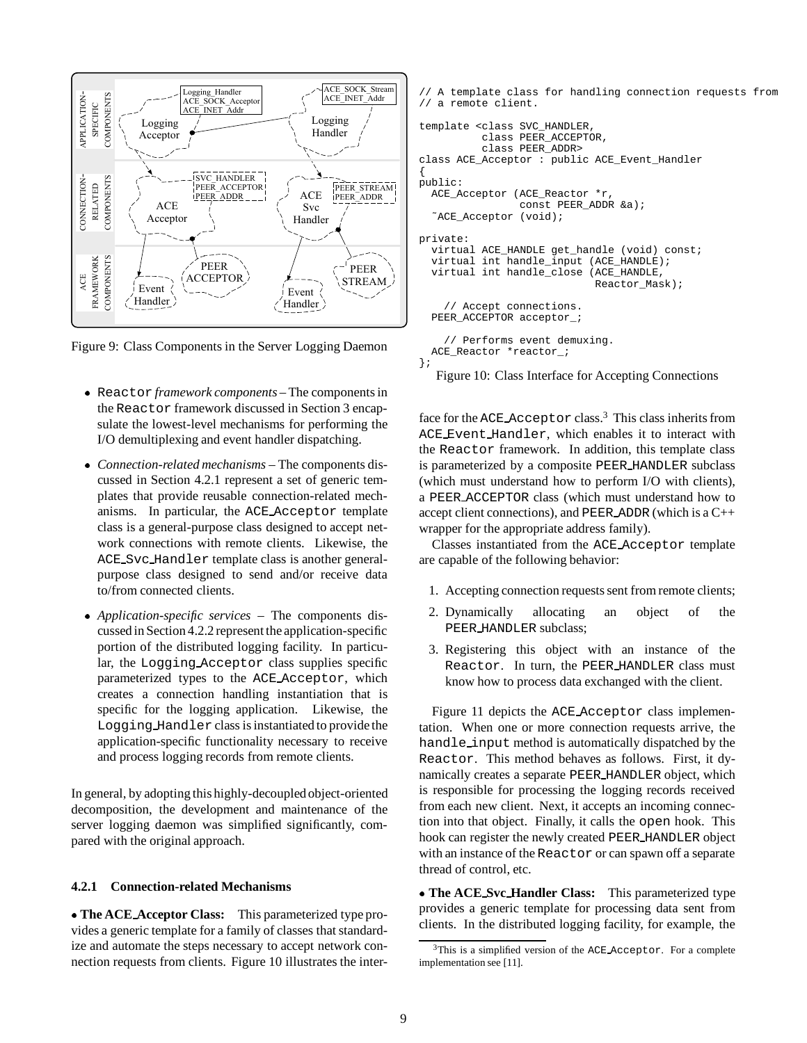Figure 9: Class Components in the Server Logging Daemon

- Reactor *framework components* – The components in the Reactor framework discussed in Section 3 encapsulate the lowest-level mechanisms for performing the I/O demultiplexing and event handler dispatching.
- *Connection-related mechanisms* – The components discussed in Section 4.2.1 represent a set of generic templates that provide reusable connection-related mechanisms. In particular, the ACE_Acceptor template class is a general-purpose class designed to accept network connections with remote clients. Likewise, the ACE_Svc_Handler template class is another general-purpose class designed to send and/or receive data to/from connected clients.
- *Application-specific services* – The components discussed in Section 4.2.2 represent the application-specific portion of the distributed logging facility. In particular, the Logging_Acceptor class supplies specific parameterized types to the ACE_Acceptor, which creates a connection handling instantiation that is specific for the logging application. Likewise, the Logging_Handler class is instantiated to provide the application-specific functionality necessary to receive and process logging records from remote clients.

In general, by adopting this highly-decoupled object-oriented decomposition, the development and maintenance of the server logging daemon was simplified significantly, compared with the original approach.

#### 4.2.1 Connection-related Mechanisms

**• The ACE_Acceptor Class:** This parameterized type provides a generic template for a family of classes that standardize and automate the steps necessary to accept network connection requests from clients. Figure 10 illustrates the interface for the ACE_Acceptor class.[3] This class inherits from ACE_Event_Handler, which enables it to interact with the Reactor framework. In addition, this template class is parameterized by a composite PEER_HANDLER subclass (which must understand how to perform I/O with clients), a PEER_ACCEPTOR class (which must understand how to accept client connections), and PEER_ADDR (which is a C++ wrapper for the appropriate address family).

```
// A template class for handling connection requests from
// a remote client.

template <class SVC_HANDLER,
          class PEER_ACCEPTOR,
          class PEER_ADDR>
class ACE_Acceptor : public ACE_Event_Handler
{
public:
  ACE_Acceptor (ACE_Reactor *r,
                const PEER_ADDR &a);
  ~ACE_Acceptor (void);

private:
  virtual ACE_HANDLE get_handle (void) const;
  virtual int handle_input (ACE_HANDLE);
  virtual int handle_close (ACE_HANDLE,
                            Reactor_Mask);

    // Accept connections.
  PEER_ACCEPTOR acceptor_;

    // Performs event demuxing.
  ACE_Reactor *reactor_;
};
```

Figure 10: Class Interface for Accepting Connections

Classes instantiated from the ACE_Acceptor template are capable of the following behavior:

1. Accepting connection requests sent from remote clients;
2. Dynamically allocating an object of the PEER_HANDLER subclass;
3. Registering this object with an instance of the Reactor. In turn, the PEER_HANDLER class must know how to process data exchanged with the client.

Figure 11 depicts the ACE_Acceptor class implementation. When one or more connection requests arrive, the handle_input method is automatically dispatched by the Reactor. This method behaves as follows. First, it dynamically creates a separate PEER_HANDLER object, which is responsible for processing the logging records received from each new client. Next, it accepts an incoming connection into that object. Finally, it calls the open hook. This hook can register the newly created PEER_HANDLER object with an instance of the Reactor or can spawn off a separate thread of control, etc.

**• The ACE_Svc_Handler Class:** This parameterized type provides a generic template for processing data sent from clients. In the distributed logging facility, for example, the

[3] This is a simplified version of the ACE_Acceptor. For a complete implementation see [11].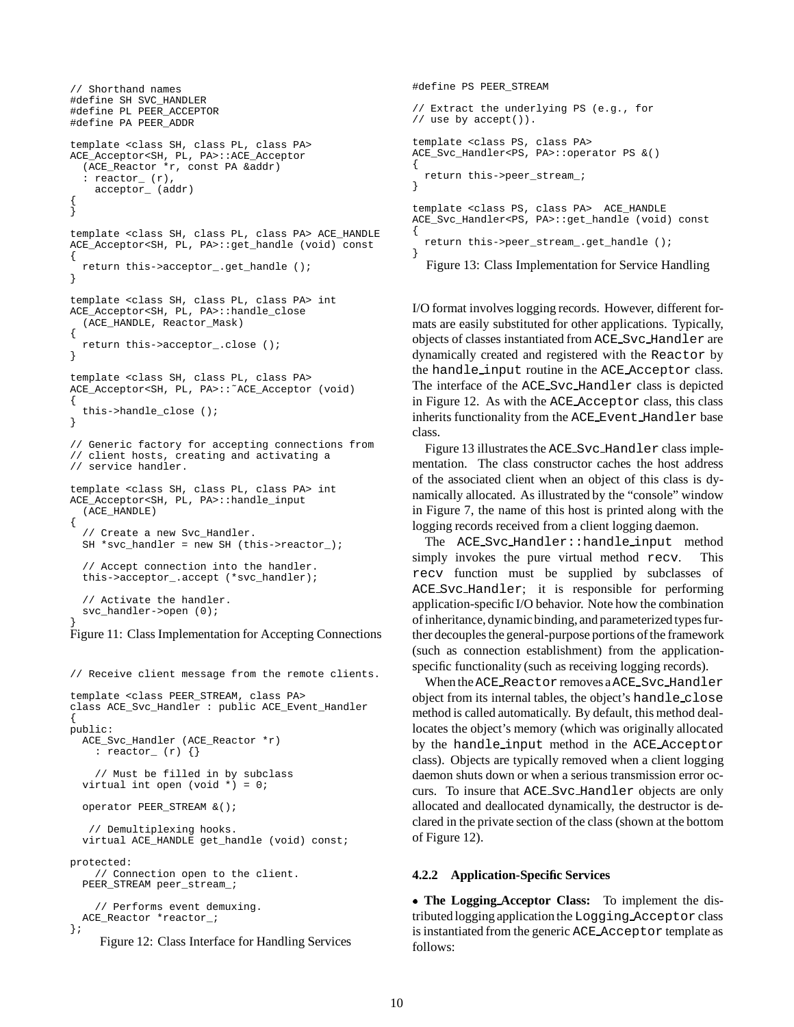```
// Shorthand names
#define SH SVC_HANDLER
#define PL PEER_ACCEPTOR
#define PA PEER_ADDR

template <class SH, class PL, class PA>
ACE_Acceptor<SH, PL, PA>::ACE_Acceptor
  (ACE_Reactor *r, const PA &addr)
  : reactor_ (r),
    acceptor_ (addr)
{
}

template <class SH, class PL, class PA> ACE_HANDLE
ACE_Acceptor<SH, PL, PA>::get_handle (void) const
{
  return this->acceptor_.get_handle ();
}

template <class SH, class PL, class PA> int
ACE_Acceptor<SH, PL, PA>::handle_close
  (ACE_HANDLE, Reactor_Mask)
{
  return this->acceptor_.close ();
}

template <class SH, class PL, class PA>
ACE_Acceptor<SH, PL, PA>::~ACE_Acceptor (void)
{
  this->handle_close ();
}

// Generic factory for accepting connections from
// client hosts, creating and activating a
// service handler.

template <class SH, class PL, class PA> int
ACE_Acceptor<SH, PL, PA>::handle_input
  (ACE_HANDLE)
{
  // Create a new Svc_Handler.
  SH *svc_handler = new SH (this->reactor_);

  // Accept connection into the handler.
  this->acceptor_.accept (*svc_handler);

  // Activate the handler.
  svc_handler->open (0);
}
```

Figure 11: Class Implementation for Accepting Connections

```
// Receive client message from the remote clients.

template <class PEER_STREAM, class PA>
class ACE_Svc_Handler : public ACE_Event_Handler
{
public:
  ACE_Svc_Handler (ACE_Reactor *r)
    : reactor_ (r) {}

    // Must be filled in by subclass
  virtual int open (void *) = 0;

  operator PEER_STREAM &();

   // Demultiplexing hooks.
  virtual ACE_HANDLE get_handle (void) const;

protected:
    // Connection open to the client.
  PEER_STREAM peer_stream_;

    // Performs event demuxing.
  ACE_Reactor *reactor_;
};
```

Figure 12: Class Interface for Handling Services

```
#define PS PEER_STREAM

// Extract the underlying PS (e.g., for
// use by accept()).

template <class PS, class PA>
ACE_Svc_Handler<PS, PA>::operator PS &()
{
  return this->peer_stream_;
}

template <class PS, class PA>  ACE_HANDLE
ACE_Svc_Handler<PS, PA>::get_handle (void) const
{
  return this->peer_stream_.get_handle ();
}
```

Figure 13: Class Implementation for Service Handling

I/O format involves logging records. However, different formats are easily substituted for other applications. Typically, objects of classes instantiated from ACE_Svc_Handler are dynamically created and registered with the Reactor by the handle_input routine in the ACE_Acceptor class. The interface of the ACE_Svc_Handler class is depicted in Figure 12. As with the ACE_Acceptor class, this class inherits functionality from the ACE_Event_Handler base class.

Figure 13 illustrates the ACE_Svc_Handler class implementation. The class constructor caches the host address of the associated client when an object of this class is dynamically allocated. As illustrated by the "console" window in Figure 7, the name of this host is printed along with the logging records received from a client logging daemon.

The ACE_Svc_Handler::handle_input method simply invokes the pure virtual method recv. This recv function must be supplied by subclasses of ACE_Svc_Handler; it is responsible for performing application-specific I/O behavior. Note how the combination of inheritance, dynamic binding, and parameterized types further decouples the general-purpose portions of the framework (such as connection establishment) from the application-specific functionality (such as receiving logging records).

When the ACE_Reactor removes a ACE_Svc_Handler object from its internal tables, the object's handle_close method is called automatically. By default, this method deallocates the object's memory (which was originally allocated by the handle_input method in the ACE_Acceptor class). Objects are typically removed when a client logging daemon shuts down or when a serious transmission error occurs. To insure that ACE_Svc_Handler objects are only allocated and deallocated dynamically, the destructor is declared in the private section of the class (shown at the bottom of Figure 12).

#### 4.2.2 Application-Specific Services

• **The Logging_Acceptor Class:** To implement the distributed logging application the Logging_Acceptor class is instantiated from the generic ACE_Acceptor template as follows: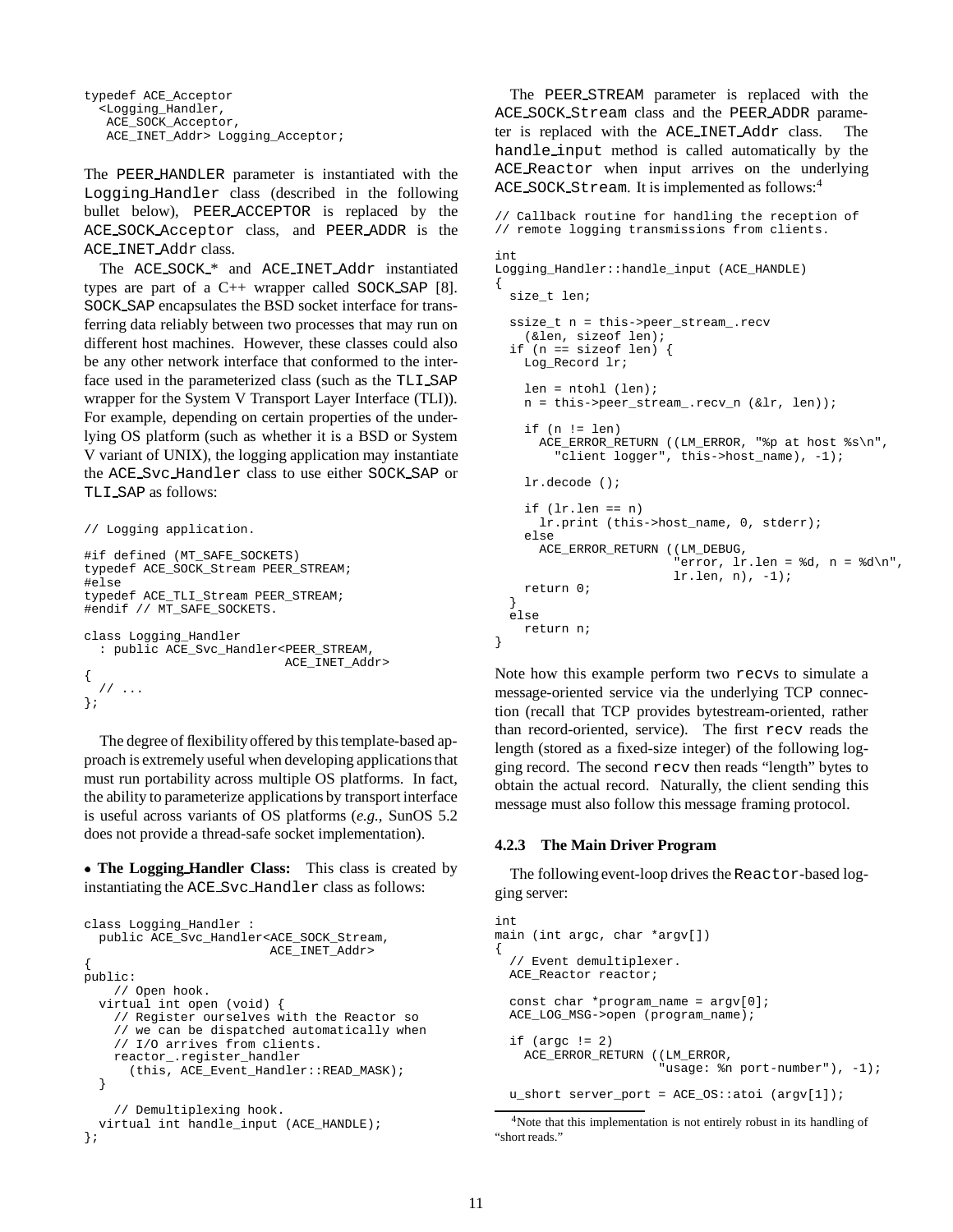```
typedef ACE_Acceptor
  <Logging_Handler,
   ACE_SOCK_Acceptor,
   ACE_INET_Addr> Logging_Acceptor;
```

The PEER_HANDLER parameter is instantiated with the Logging_Handler class (described in the following bullet below), PEER_ACCEPTOR is replaced by the ACE_SOCK_Acceptor class, and PEER_ADDR is the ACE_INET_Addr class.

The ACE_SOCK_* and ACE_INET_Addr instantiated types are part of a C++ wrapper called SOCK_SAP [8]. SOCK_SAP encapsulates the BSD socket interface for transferring data reliably between two processes that may run on different host machines. However, these classes could also be any other network interface that conformed to the interface used in the parameterized class (such as the TLI_SAP wrapper for the System V Transport Layer Interface (TLI)). For example, depending on certain properties of the underlying OS platform (such as whether it is a BSD or System V variant of UNIX), the logging application may instantiate the ACE_Svc_Handler class to use either SOCK_SAP or TLI_SAP as follows:

```
// Logging application.

#if defined (MT_SAFE_SOCKETS)
typedef ACE_SOCK_Stream PEER_STREAM;
#else
typedef ACE_TLI_Stream PEER_STREAM;
#endif // MT_SAFE_SOCKETS.

class Logging_Handler
  : public ACE_Svc_Handler<PEER_STREAM,
                           ACE_INET_Addr>
{
  // ...
};
```

The degree of flexibility offered by this template-based approach is extremely useful when developing applications that must run portability across multiple OS platforms. In fact, the ability to parameterize applications by transport interface is useful across variants of OS platforms (*e.g.*, SunOS 5.2 does not provide a thread-safe socket implementation).

- **The Logging_Handler Class:** This class is created by instantiating the ACE_Svc_Handler class as follows:

```
class Logging_Handler :
  public ACE_Svc_Handler<ACE_SOCK_Stream,
                         ACE_INET_Addr>
{
public:
    // Open hook.
  virtual int open (void) {
    // Register ourselves with the Reactor so
    // we can be dispatched automatically when
    // I/O arrives from clients.
    reactor_.register_handler
      (this, ACE_Event_Handler::READ_MASK);
  }

    // Demultiplexing hook.
  virtual int handle_input (ACE_HANDLE);
};
```

The PEER_STREAM parameter is replaced with the ACE_SOCK_Stream class and the PEER_ADDR parameter is replaced with the ACE_INET_Addr class. The handle_input method is called automatically by the ACE_Reactor when input arrives on the underlying ACE_SOCK_Stream. It is implemented as follows:[4]

```
// Callback routine for handling the reception of
// remote logging transmissions from clients.

int
Logging_Handler::handle_input (ACE_HANDLE)
{
  size_t len;

  ssize_t n = this->peer_stream_.recv
    (&len, sizeof len);
  if (n == sizeof len) {
    Log_Record lr;

    len = ntohl (len);
    n = this->peer_stream_.recv_n (&lr, len));

    if (n != len)
      ACE_ERROR_RETURN ((LM_ERROR, "%p at host %s\n",
        "client logger", this->host_name), -1);

    lr.decode ();

    if (lr.len == n)
      lr.print (this->host_name, 0, stderr);
    else
      ACE_ERROR_RETURN ((LM_DEBUG,
                        "error, lr.len = %d, n = %d\n",
                        lr.len, n), -1);
    return 0;
  }
  else
    return n;
}
```

Note how this example perform two recvs to simulate a message-oriented service via the underlying TCP connection (recall that TCP provides bytestream-oriented, rather than record-oriented, service). The first recv reads the length (stored as a fixed-size integer) of the following logging record. The second recv then reads "length" bytes to obtain the actual record. Naturally, the client sending this message must also follow this message framing protocol.

#### 4.2.3 The Main Driver Program

The following event-loop drives the Reactor-based logging server:

```
int
main (int argc, char *argv[])
{
  // Event demultiplexer.
  ACE_Reactor reactor;

  const char *program_name = argv[0];
  ACE_LOG_MSG->open (program_name);

  if (argc != 2)
    ACE_ERROR_RETURN ((LM_ERROR,
                      "usage: %n port-number"), -1);

  u_short server_port = ACE_OS::atoi (argv[1]);
```

[4] Note that this implementation is not entirely robust in its handling of "short reads."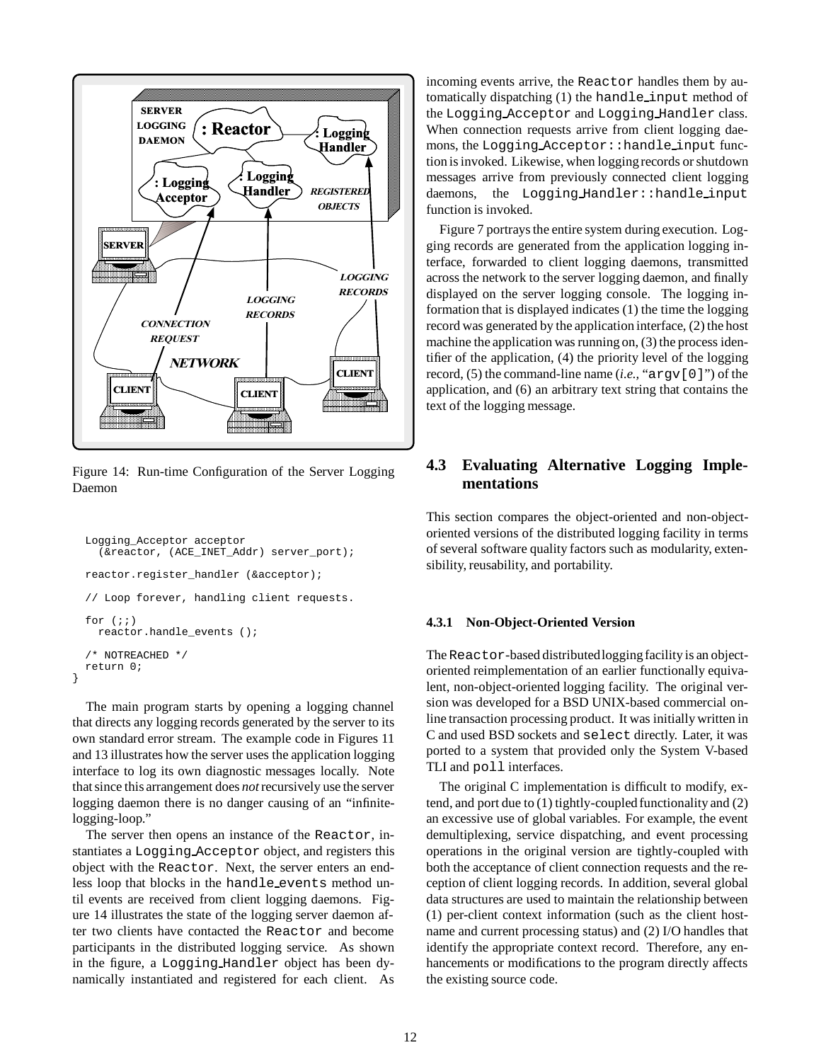Figure 14: Run-time Configuration of the Server Logging Daemon

```
  Logging_Acceptor acceptor
    (&reactor, (ACE_INET_Addr) server_port);

  reactor.register_handler (&acceptor);

  // Loop forever, handling client requests.

  for (;;)
    reactor.handle_events ();

  /* NOTREACHED */
  return 0;
}
```

The main program starts by opening a logging channel that directs any logging records generated by the server to its own standard error stream. The example code in Figures 11 and 13 illustrates how the server uses the application logging interface to log its own diagnostic messages locally. Note that since this arrangement does *not* recursively use the server logging daemon there is no danger causing of an "infinite-logging-loop."

The server then opens an instance of the Reactor, instantiates a Logging_Acceptor object, and registers this object with the Reactor. Next, the server enters an endless loop that blocks in the handle_events method until events are received from client logging daemons. Figure 14 illustrates the state of the logging server daemon after two clients have contacted the Reactor and become participants in the distributed logging service. As shown in the figure, a Logging_Handler object has been dynamically instantiated and registered for each client. As incoming events arrive, the Reactor handles them by automatically dispatching (1) the handle_input method of the Logging_Acceptor and Logging_Handler class. When connection requests arrive from client logging daemons, the Logging_Acceptor::handle_input function is invoked. Likewise, when logging records or shutdown messages arrive from previously connected client logging daemons, the Logging_Handler::handle_input function is invoked.

Figure 7 portrays the entire system during execution. Logging records are generated from the application logging interface, forwarded to client logging daemons, transmitted across the network to the server logging daemon, and finally displayed on the server logging console. The logging information that is displayed indicates (1) the time the logging record was generated by the application interface, (2) the host machine the application was running on, (3) the process identifier of the application, (4) the priority level of the logging record, (5) the command-line name (*i.e.,* "argv[0]") of the application, and (6) an arbitrary text string that contains the text of the logging message.

## 4.3 Evaluating Alternative Logging Implementations

This section compares the object-oriented and non-object-oriented versions of the distributed logging facility in terms of several software quality factors such as modularity, extensibility, reusability, and portability.

### 4.3.1 Non-Object-Oriented Version

The Reactor-based distributed logging facility is an object-oriented reimplementation of an earlier functionally equivalent, non-object-oriented logging facility. The original version was developed for a BSD UNIX-based commercial on-line transaction processing product. It was initially written in C and used BSD sockets and select directly. Later, it was ported to a system that provided only the System V-based TLI and poll interfaces.

The original C implementation is difficult to modify, extend, and port due to (1) tightly-coupled functionality and (2) an excessive use of global variables. For example, the event demultiplexing, service dispatching, and event processing operations in the original version are tightly-coupled with both the acceptance of client connection requests and the reception of client logging records. In addition, several global data structures are used to maintain the relationship between (1) per-client context information (such as the client hostname and current processing status) and (2) I/O handles that identify the appropriate context record. Therefore, any enhancements or modifications to the program directly affects the existing source code.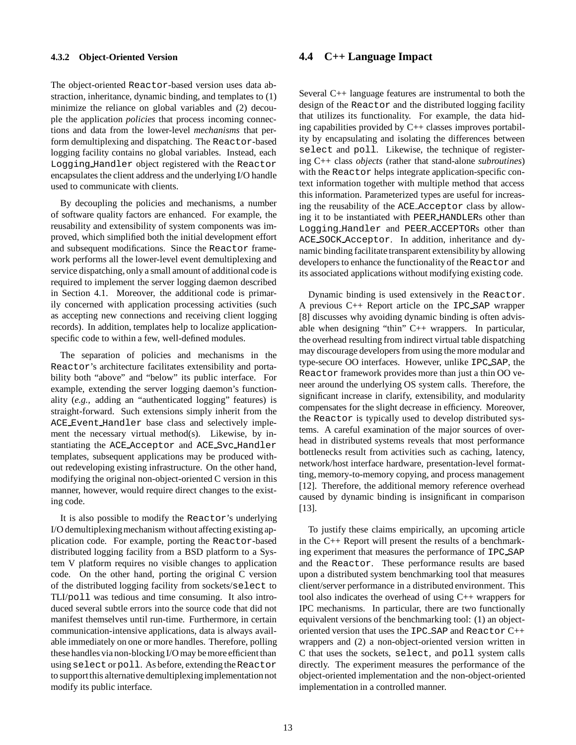#### 4.3.2 Object-Oriented Version

The object-oriented Reactor-based version uses data abstraction, inheritance, dynamic binding, and templates to (1) minimize the reliance on global variables and (2) decouple the application *policies* that process incoming connections and data from the lower-level *mechanisms* that perform demultiplexing and dispatching. The Reactor-based logging facility contains no global variables. Instead, each Logging_Handler object registered with the Reactor encapsulates the client address and the underlying I/O handle used to communicate with clients.

By decoupling the policies and mechanisms, a number of software quality factors are enhanced. For example, the reusability and extensibility of system components was improved, which simplified both the initial development effort and subsequent modifications. Since the Reactor framework performs all the lower-level event demultiplexing and service dispatching, only a small amount of additional code is required to implement the server logging daemon described in Section 4.1. Moreover, the additional code is primarily concerned with application processing activities (such as accepting new connections and receiving client logging records). In addition, templates help to localize application-specific code to within a few, well-defined modules.

The separation of policies and mechanisms in the Reactor's architecture facilitates extensibility and portability both "above" and "below" its public interface. For example, extending the server logging daemon's functionality (*e.g.,* adding an "authenticated logging" features) is straight-forward. Such extensions simply inherit from the ACE_Event_Handler base class and selectively implement the necessary virtual method(s). Likewise, by instantiating the ACE_Acceptor and ACE_Svc_Handler templates, subsequent applications may be produced without redeveloping existing infrastructure. On the other hand, modifying the original non-object-oriented C version in this manner, however, would require direct changes to the existing code.

It is also possible to modify the Reactor's underlying I/O demultiplexing mechanism without affecting existing application code. For example, porting the Reactor-based distributed logging facility from a BSD platform to a System V platform requires no visible changes to application code. On the other hand, porting the original C version of the distributed logging facility from sockets/select to TLI/poll was tedious and time consuming. It also introduced several subtle errors into the source code that did not manifest themselves until run-time. Furthermore, in certain communication-intensive applications, data is always available immediately on one or more handles. Therefore, polling these handles via non-blocking I/O may be more efficient than using select or poll. As before, extending the Reactor to support this alternative demultiplexing implementation not modify its public interface.

## 4.4 C++ Language Impact

Several C++ language features are instrumental to both the design of the Reactor and the distributed logging facility that utilizes its functionality. For example, the data hiding capabilities provided by C++ classes improves portability by encapsulating and isolating the differences between select and poll. Likewise, the technique of registering C++ class *objects* (rather that stand-alone *subroutines*) with the Reactor helps integrate application-specific context information together with multiple method that access this information. Parameterized types are useful for increasing the reusability of the ACE_Acceptor class by allowing it to be instantiated with PEER_HANDLERs other than Logging_Handler and PEER_ACCEPTORs other than ACE_SOCK_Acceptor. In addition, inheritance and dynamic binding facilitate transparent extensibility by allowing developers to enhance the functionality of the Reactor and its associated applications without modifying existing code.

Dynamic binding is used extensively in the Reactor. A previous C++ Report article on the IPC_SAP wrapper [8] discusses why avoiding dynamic binding is often advisable when designing "thin" C++ wrappers. In particular, the overhead resulting from indirect virtual table dispatching may discourage developers from using the more modular and type-secure OO interfaces. However, unlike IPC_SAP, the Reactor framework provides more than just a thin OO veneer around the underlying OS system calls. Therefore, the significant increase in clarify, extensibility, and modularity compensates for the slight decrease in efficiency. Moreover, the Reactor is typically used to develop distributed systems. A careful examination of the major sources of overhead in distributed systems reveals that most performance bottlenecks result from activities such as caching, latency, network/host interface hardware, presentation-level formatting, memory-to-memory copying, and process management [12]. Therefore, the additional memory reference overhead caused by dynamic binding is insignificant in comparison [13].

To justify these claims empirically, an upcoming article in the C++ Report will present the results of a benchmarking experiment that measures the performance of IPC_SAP and the Reactor. These performance results are based upon a distributed system benchmarking tool that measures client/server performance in a distributed environment. This tool also indicates the overhead of using C++ wrappers for IPC mechanisms. In particular, there are two functionally equivalent versions of the benchmarking tool: (1) an object-oriented version that uses the IPC_SAP and Reactor C++ wrappers and (2) a non-object-oriented version written in C that uses the sockets, select, and poll system calls directly. The experiment measures the performance of the object-oriented implementation and the non-object-oriented implementation in a controlled manner.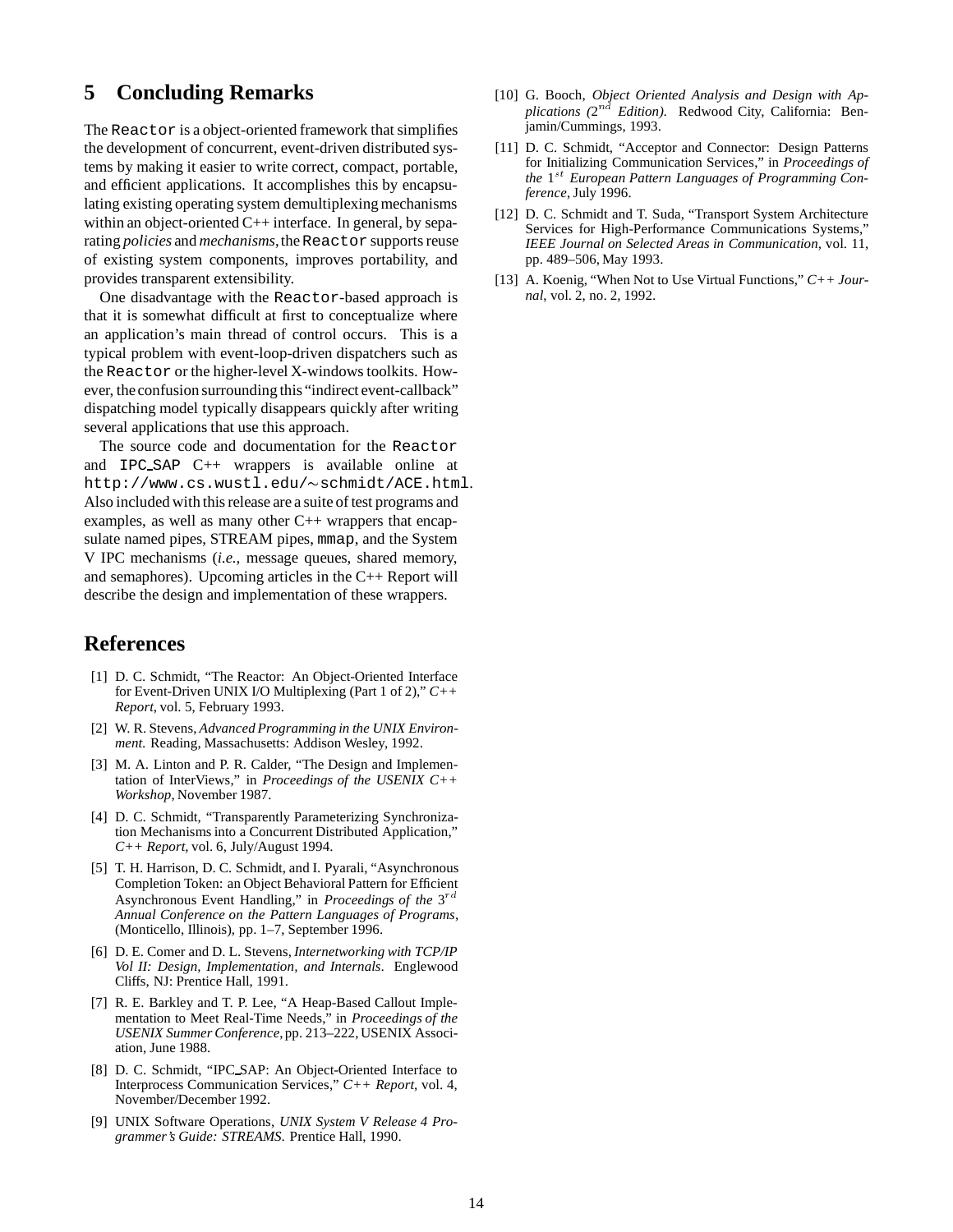## 5 Concluding Remarks

The `Reactor` is a object-oriented framework that simplifies the development of concurrent, event-driven distributed systems by making it easier to write correct, compact, portable, and efficient applications. It accomplishes this by encapsulating existing operating system demultiplexing mechanisms within an object-oriented C++ interface. In general, by separating *policies* and *mechanisms*, the `Reactor` supports reuse of existing system components, improves portability, and provides transparent extensibility.

One disadvantage with the `Reactor`-based approach is that it is somewhat difficult at first to conceptualize where an application's main thread of control occurs. This is a typical problem with event-loop-driven dispatchers such as the `Reactor` or the higher-level X-windows toolkits. However, the confusion surrounding this "indirect event-callback" dispatching model typically disappears quickly after writing several applications that use this approach.

The source code and documentation for the `Reactor` and `IPC_SAP` C++ wrappers is available online at `http://www.cs.wustl.edu/~schmidt/ACE.html`. Also included with this release are a suite of test programs and examples, as well as many other C++ wrappers that encapsulate named pipes, STREAM pipes, `mmap`, and the System V IPC mechanisms (*i.e.,* message queues, shared memory, and semaphores). Upcoming articles in the C++ Report will describe the design and implementation of these wrappers.

## References

[1] D. C. Schmidt, "The Reactor: An Object-Oriented Interface for Event-Driven UNIX I/O Multiplexing (Part 1 of 2)," *C++ Report*, vol. 5, February 1993.

[2] W. R. Stevens, *Advanced Programming in the UNIX Environment.* Reading, Massachusetts: Addison Wesley, 1992.

[3] M. A. Linton and P. R. Calder, "The Design and Implementation of InterViews," in *Proceedings of the USENIX C++ Workshop*, November 1987.

[4] D. C. Schmidt, "Transparently Parameterizing Synchronization Mechanisms into a Concurrent Distributed Application," *C++ Report*, vol. 6, July/August 1994.

[5] T. H. Harrison, D. C. Schmidt, and I. Pyarali, "Asynchronous Completion Token: an Object Behavioral Pattern for Efficient Asynchronous Event Handling," in *Proceedings of the* $3^{rd}$ *Annual Conference on the Pattern Languages of Programs*, (Monticello, Illinois), pp. 1–7, September 1996.

[6] D. E. Comer and D. L. Stevens, *Internetworking with TCP/IP Vol II: Design, Implementation, and Internals*. Englewood Cliffs, NJ: Prentice Hall, 1991.

[7] R. E. Barkley and T. P. Lee, "A Heap-Based Callout Implementation to Meet Real-Time Needs," in *Proceedings of the USENIX Summer Conference*, pp. 213–222, USENIX Association, June 1988.

[8] D. C. Schmidt, "IPC_SAP: An Object-Oriented Interface to Interprocess Communication Services," *C++ Report*, vol. 4, November/December 1992.

[9] UNIX Software Operations, *UNIX System V Release 4 Programmer's Guide: STREAMS.* Prentice Hall, 1990.

[10] G. Booch, *Object Oriented Analysis and Design with Applications (*$2^{nd}$ *Edition).* Redwood City, California: Benjamin/Cummings, 1993.

[11] D. C. Schmidt, "Acceptor and Connector: Design Patterns for Initializing Communication Services," in *Proceedings of the* $1^{st}$ *European Pattern Languages of Programming Conference*, July 1996.

[12] D. C. Schmidt and T. Suda, "Transport System Architecture Services for High-Performance Communications Systems," *IEEE Journal on Selected Areas in Communication*, vol. 11, pp. 489–506, May 1993.

[13] A. Koenig, "When Not to Use Virtual Functions," *C++ Journal*, vol. 2, no. 2, 1992.